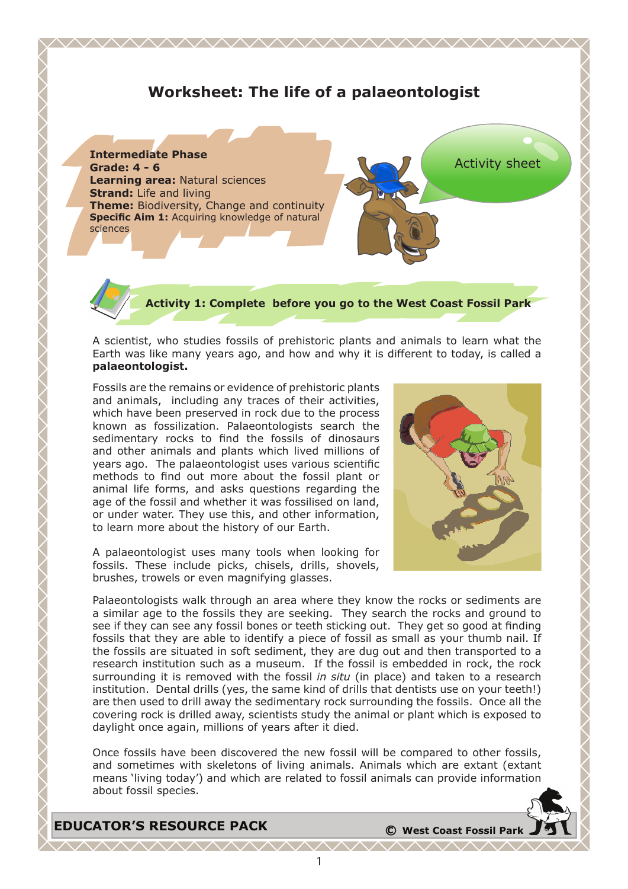# Worksheet: The life of a palaeontologist

**Intermediate Phase**
**Grade: 4 - 6**
**Learning area:** Natural sciences
**Strand:** Life and living
**Theme:** Biodiversity, Change and continuity
**Specific Aim 1:** Acquiring knowledge of natural sciences

Activity sheet

## Activity 1: Complete before you go to the West Coast Fossil Park

A scientist, who studies fossils of prehistoric plants and animals to learn what the Earth was like many years ago, and how and why it is different to today, is called a **palaeontologist.**

Fossils are the remains or evidence of prehistoric plants and animals, including any traces of their activities, which have been preserved in rock due to the process known as fossilization. Palaeontologists search the sedimentary rocks to find the fossils of dinosaurs and other animals and plants which lived millions of years ago. The palaeontologist uses various scientific methods to find out more about the fossil plant or animal life forms, and asks questions regarding the age of the fossil and whether it was fossilised on land, or under water. They use this, and other information, to learn more about the history of our Earth.

A palaeontologist uses many tools when looking for fossils. These include picks, chisels, drills, shovels, brushes, trowels or even magnifying glasses.

Palaeontologists walk through an area where they know the rocks or sediments are a similar age to the fossils they are seeking. They search the rocks and ground to see if they can see any fossil bones or teeth sticking out. They get so good at finding fossils that they are able to identify a piece of fossil as small as your thumb nail. If the fossils are situated in soft sediment, they are dug out and then transported to a research institution such as a museum. If the fossil is embedded in rock, the rock surrounding it is removed with the fossil *in situ* (in place) and taken to a research institution. Dental drills (yes, the same kind of drills that dentists use on your teeth!) are then used to drill away the sedimentary rock surrounding the fossils. Once all the covering rock is drilled away, scientists study the animal or plant which is exposed to daylight once again, millions of years after it died.

Once fossils have been discovered the new fossil will be compared to other fossils, and sometimes with skeletons of living animals. Animals which are extant (extant means 'living today') and which are related to fossil animals can provide information about fossil species.

**EDUCATOR'S RESOURCE PACK** © West Coast Fossil Park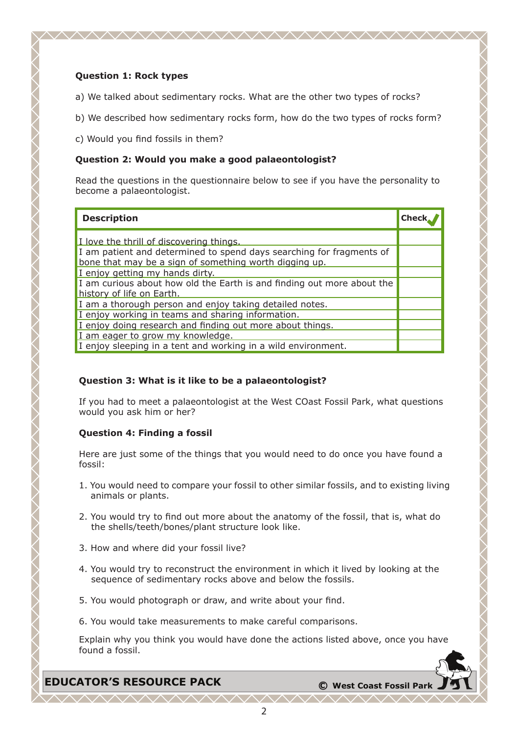**Question 1: Rock types**

a) We talked about sedimentary rocks. What are the other two types of rocks?

b) We described how sedimentary rocks form, how do the two types of rocks form?

c) Would you find fossils in them?

**Question 2: Would you make a good palaeontologist?**

Read the questions in the questionnaire below to see if you have the personality to become a palaeontologist.

| Description | Check ✓ |
|---|---|
| I love the thrill of discovering things. | |
| I am patient and determined to spend days searching for fragments of bone that may be a sign of something worth digging up. | |
| I enjoy getting my hands dirty. | |
| I am curious about how old the Earth is and finding out more about the history of life on Earth. | |
| I am a thorough person and enjoy taking detailed notes. | |
| I enjoy working in teams and sharing information. | |
| I enjoy doing research and finding out more about things. | |
| I am eager to grow my knowledge. | |
| I enjoy sleeping in a tent and working in a wild environment. | |

**Question 3: What is it like to be a palaeontologist?**

If you had to meet a palaeontologist at the West COast Fossil Park, what questions would you ask him or her?

**Question 4: Finding a fossil**

Here are just some of the things that you would need to do once you have found a fossil:

1. You would need to compare your fossil to other similar fossils, and to existing living animals or plants.
2. You would try to find out more about the anatomy of the fossil, that is, what do the shells/teeth/bones/plant structure look like.
3. How and where did your fossil live?
4. You would try to reconstruct the environment in which it lived by looking at the sequence of sedimentary rocks above and below the fossils.
5. You would photograph or draw, and write about your find.
6. You would take measurements to make careful comparisons.

Explain why you think you would have done the actions listed above, once you have found a fossil.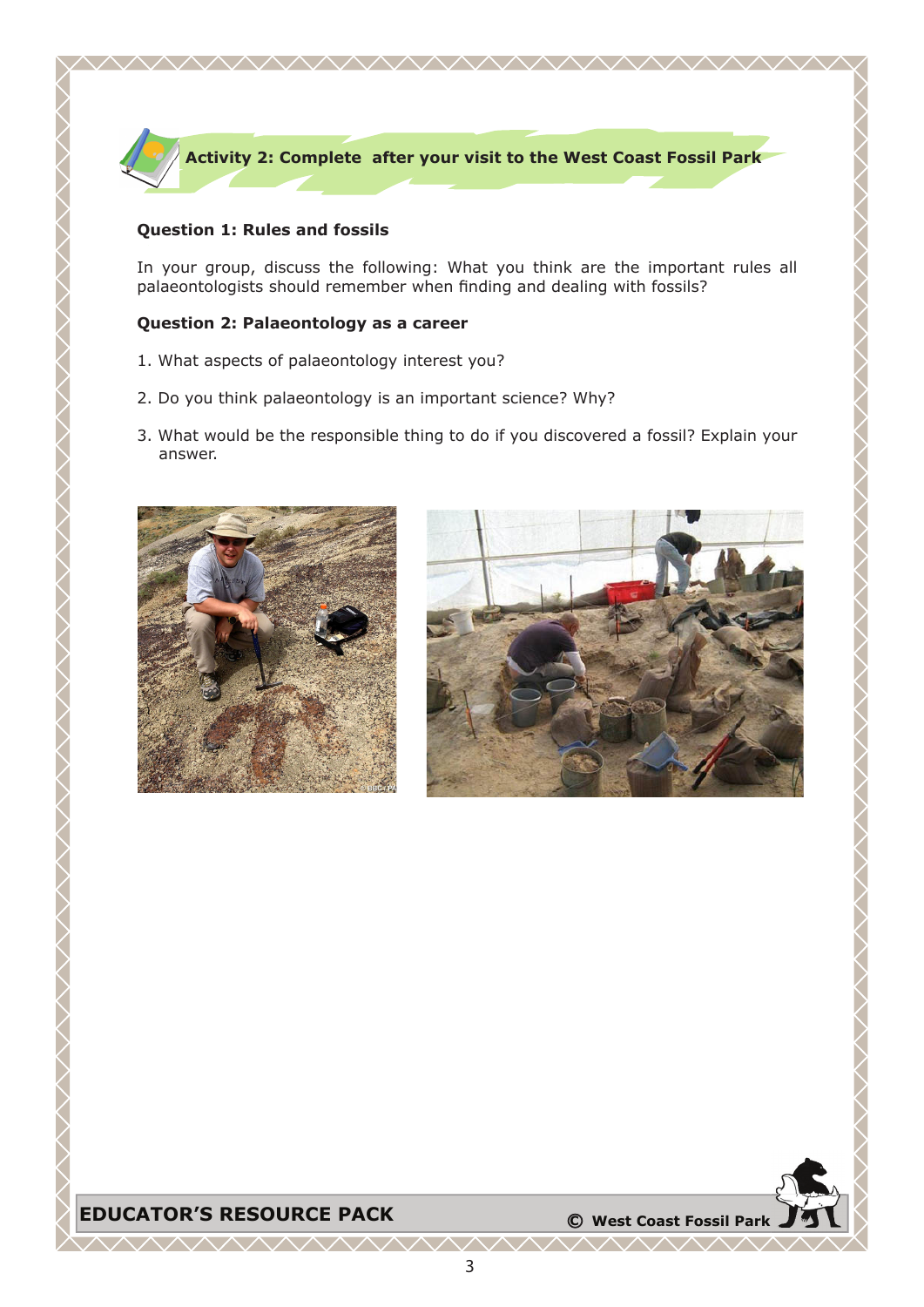## Activity 2: Complete after your visit to the West Coast Fossil Park

**Question 1: Rules and fossils**

In your group, discuss the following: What you think are the important rules all palaeontologists should remember when finding and dealing with fossils?

**Question 2: Palaeontology as a career**

1. What aspects of palaeontology interest you?
2. Do you think palaeontology is an important science? Why?
3. What would be the responsible thing to do if you discovered a fossil? Explain your answer.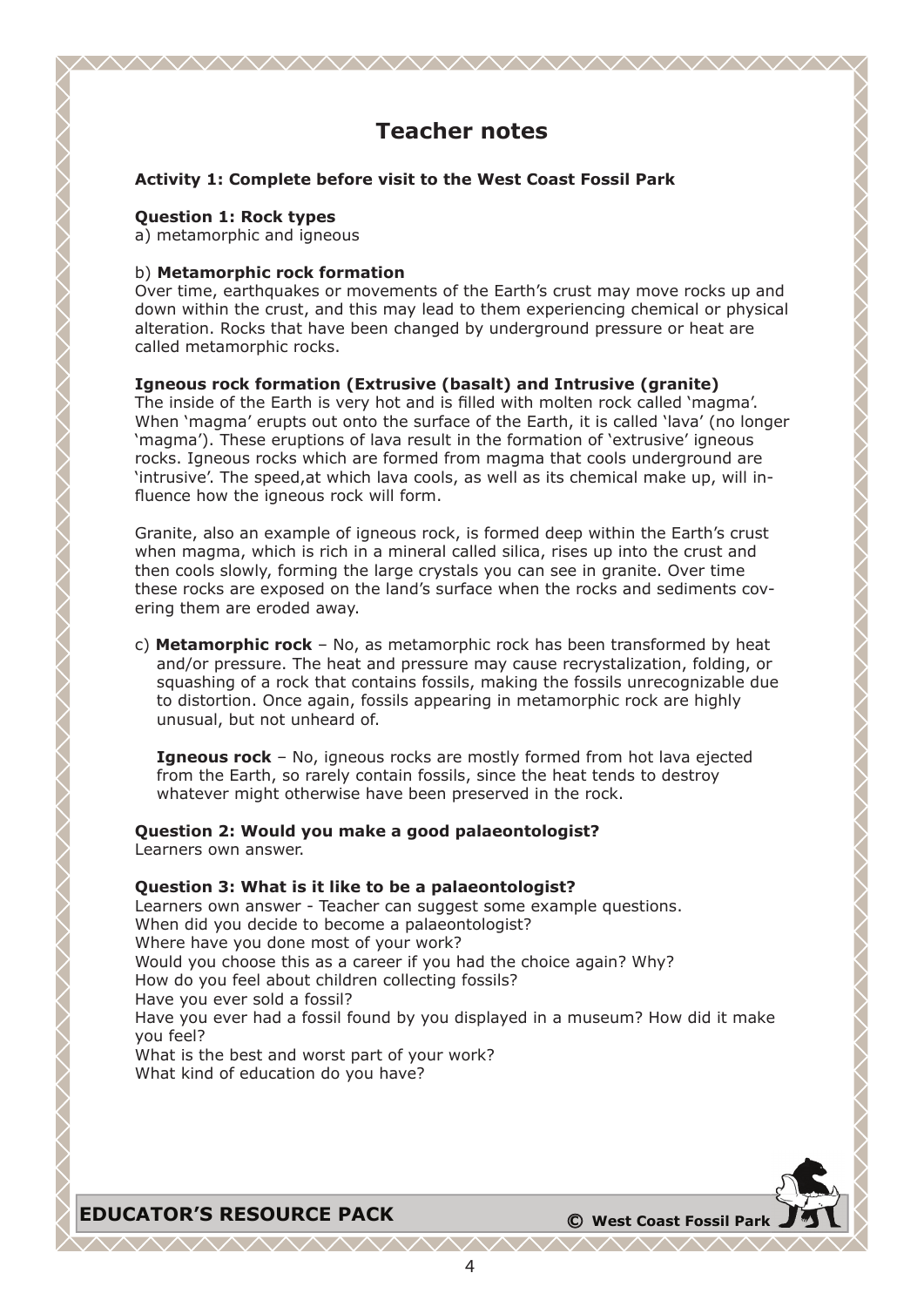# Teacher notes

**Activity 1: Complete before visit to the West Coast Fossil Park**

**Question 1: Rock types**
a) metamorphic and igneous

b) **Metamorphic rock formation**
Over time, earthquakes or movements of the Earth's crust may move rocks up and down within the crust, and this may lead to them experiencing chemical or physical alteration. Rocks that have been changed by underground pressure or heat are called metamorphic rocks.

**Igneous rock formation (Extrusive (basalt) and Intrusive (granite)**
The inside of the Earth is very hot and is filled with molten rock called 'magma'. When 'magma' erupts out onto the surface of the Earth, it is called 'lava' (no longer 'magma'). These eruptions of lava result in the formation of 'extrusive' igneous rocks. Igneous rocks which are formed from magma that cools underground are 'intrusive'. The speed,at which lava cools, as well as its chemical make up, will influence how the igneous rock will form.

Granite, also an example of igneous rock, is formed deep within the Earth's crust when magma, which is rich in a mineral called silica, rises up into the crust and then cools slowly, forming the large crystals you can see in granite. Over time these rocks are exposed on the land's surface when the rocks and sediments covering them are eroded away.

c) **Metamorphic rock** – No, as metamorphic rock has been transformed by heat and/or pressure. The heat and pressure may cause recrystalization, folding, or squashing of a rock that contains fossils, making the fossils unrecognizable due to distortion. Once again, fossils appearing in metamorphic rock are highly unusual, but not unheard of.

**Igneous rock** – No, igneous rocks are mostly formed from hot lava ejected from the Earth, so rarely contain fossils, since the heat tends to destroy whatever might otherwise have been preserved in the rock.

**Question 2: Would you make a good palaeontologist?**
Learners own answer.

**Question 3: What is it like to be a palaeontologist?**
Learners own answer - Teacher can suggest some example questions.
When did you decide to become a palaeontologist?
Where have you done most of your work?
Would you choose this as a career if you had the choice again? Why?
How do you feel about children collecting fossils?
Have you ever sold a fossil?
Have you ever had a fossil found by you displayed in a museum? How did it make you feel?
What is the best and worst part of your work?
What kind of education do you have?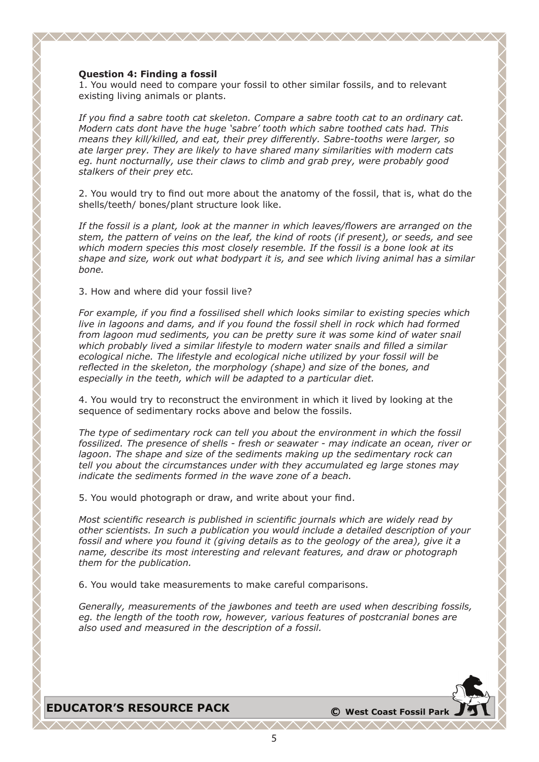**Question 4: Finding a fossil**

1. You would need to compare your fossil to other similar fossils, and to relevant existing living animals or plants.

*If you find a sabre tooth cat skeleton. Compare a sabre tooth cat to an ordinary cat. Modern cats dont have the huge 'sabre' tooth which sabre toothed cats had. This means they kill/killed, and eat, their prey differently. Sabre-tooths were larger, so ate larger prey. They are likely to have shared many similarities with modern cats eg. hunt nocturnally, use their claws to climb and grab prey, were probably good stalkers of their prey etc.*

2. You would try to find out more about the anatomy of the fossil, that is, what do the shells/teeth/ bones/plant structure look like.

*If the fossil is a plant, look at the manner in which leaves/flowers are arranged on the stem, the pattern of veins on the leaf, the kind of roots (if present), or seeds, and see which modern species this most closely resemble. If the fossil is a bone look at its shape and size, work out what bodypart it is, and see which living animal has a similar bone.*

3. How and where did your fossil live?

*For example, if you find a fossilised shell which looks similar to existing species which live in lagoons and dams, and if you found the fossil shell in rock which had formed from lagoon mud sediments, you can be pretty sure it was some kind of water snail which probably lived a similar lifestyle to modern water snails and filled a similar ecological niche. The lifestyle and ecological niche utilized by your fossil will be reflected in the skeleton, the morphology (shape) and size of the bones, and especially in the teeth, which will be adapted to a particular diet.*

4. You would try to reconstruct the environment in which it lived by looking at the sequence of sedimentary rocks above and below the fossils.

*The type of sedimentary rock can tell you about the environment in which the fossil fossilized. The presence of shells - fresh or seawater - may indicate an ocean, river or lagoon. The shape and size of the sediments making up the sedimentary rock can tell you about the circumstances under with they accumulated eg large stones may indicate the sediments formed in the wave zone of a beach.*

5. You would photograph or draw, and write about your find.

*Most scientific research is published in scientific journals which are widely read by other scientists. In such a publication you would include a detailed description of your fossil and where you found it (giving details as to the geology of the area), give it a name, describe its most interesting and relevant features, and draw or photograph them for the publication.*

6. You would take measurements to make careful comparisons.

*Generally, measurements of the jawbones and teeth are used when describing fossils, eg. the length of the tooth row, however, various features of postcranial bones are also used and measured in the description of a fossil.*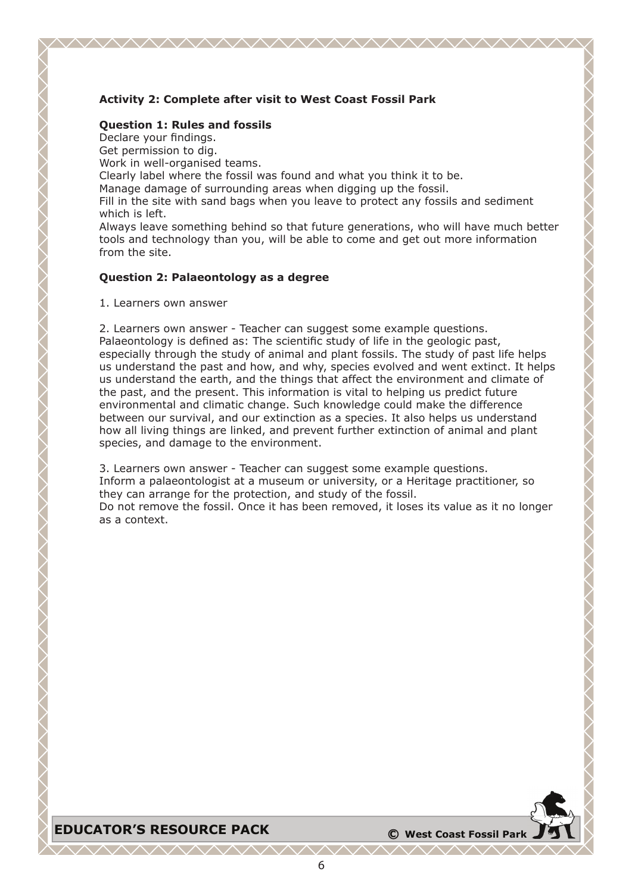**Activity 2: Complete after visit to West Coast Fossil Park**

**Question 1: Rules and fossils**

Declare your findings.
Get permission to dig.
Work in well-organised teams.
Clearly label where the fossil was found and what you think it to be.
Manage damage of surrounding areas when digging up the fossil.
Fill in the site with sand bags when you leave to protect any fossils and sediment which is left.
Always leave something behind so that future generations, who will have much better tools and technology than you, will be able to come and get out more information from the site.

**Question 2: Palaeontology as a degree**

1. Learners own answer

2. Learners own answer - Teacher can suggest some example questions.
Palaeontology is defined as: The scientific study of life in the geologic past, especially through the study of animal and plant fossils. The study of past life helps us understand the past and how, and why, species evolved and went extinct. It helps us understand the earth, and the things that affect the environment and climate of the past, and the present. This information is vital to helping us predict future environmental and climatic change. Such knowledge could make the difference between our survival, and our extinction as a species. It also helps us understand how all living things are linked, and prevent further extinction of animal and plant species, and damage to the environment.

3. Learners own answer - Teacher can suggest some example questions.
Inform a palaeontologist at a museum or university, or a Heritage practitioner, so they can arrange for the protection, and study of the fossil.
Do not remove the fossil. Once it has been removed, it loses its value as it no longer as a context.